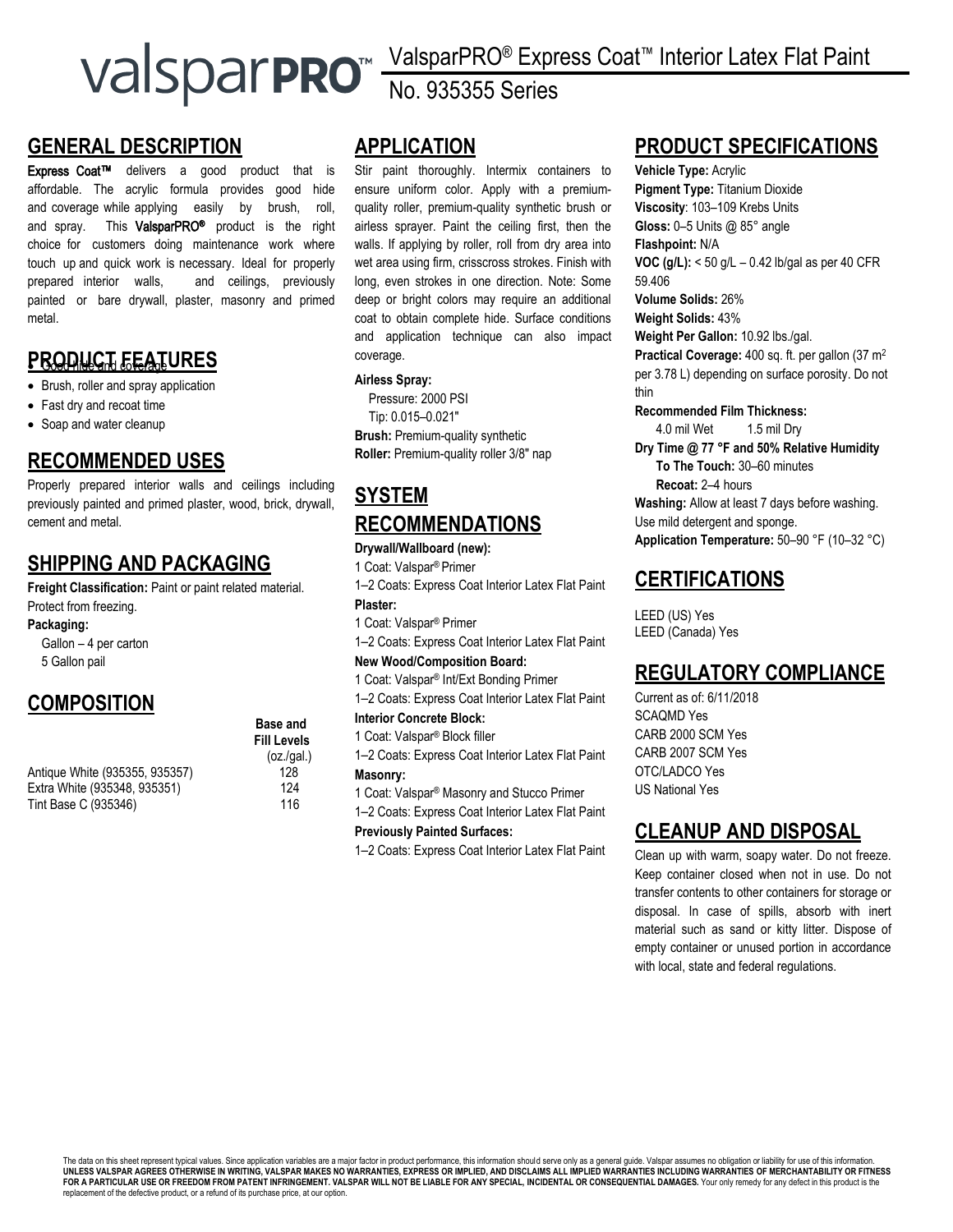# valsparPRO™ ValsparPRO® Express Coat™ Interior Latex Flat Paint

No. 935355 Series

## GENERAL DESCRIPTION

**Express Coat™** delivers a good product that is affordable. The acrylic formula provides good hide and coverage while applying easily by brush, roll, and spray. This **ValsparPRO®** product is the right choice for customers doing maintenance work where touch up and quick work is necessary. Ideal for properly prepared interior walls, and ceilings, previously painted or bare drywall, plaster, masonry and primed metal.

## PRODUCT FEATURES

- Good hide and coverage
- Brush, roller and spray application
- Fast dry and recoat time
- Soap and water cleanup

## RECOMMENDED USES

Properly prepared interior walls and ceilings including previously painted and primed plaster, wood, brick, drywall, cement and metal.

## SHIPPING AND PACKAGING

**Freight Classification:** Paint or paint related material.
Protect from freezing.

**Packaging:**
Gallon – 4 per carton
5 Gallon pail

## COMPOSITION

| | Base and Fill Levels (oz./gal.) |
|---|---|
| Antique White (935355, 935357) | 128 |
| Extra White (935348, 935351) | 124 |
| Tint Base C (935346) | 116 |

## APPLICATION

Stir paint thoroughly. Intermix containers to ensure uniform color. Apply with a premium-quality roller, premium-quality synthetic brush or airless sprayer. Paint the ceiling first, then the walls. If applying by roller, roll from dry area into wet area using firm, crisscross strokes. Finish with long, even strokes in one direction. Note: Some deep or bright colors may require an additional coat to obtain complete hide. Surface conditions and application technique can also impact coverage.

**Airless Spray:**
Pressure: 2000 PSI
Tip: 0.015–0.021"

**Brush:** Premium-quality synthetic
**Roller:** Premium-quality roller 3/8" nap

## SYSTEM RECOMMENDATIONS

**Drywall/Wallboard (new):**
1 Coat: Valspar® Primer
1–2 Coats: Express Coat Interior Latex Flat Paint

**Plaster:**
1 Coat: Valspar® Primer
1–2 Coats: Express Coat Interior Latex Flat Paint

**New Wood/Composition Board:**
1 Coat: Valspar® Int/Ext Bonding Primer
1–2 Coats: Express Coat Interior Latex Flat Paint

**Interior Concrete Block:**
1 Coat: Valspar® Block filler
1–2 Coats: Express Coat Interior Latex Flat Paint

**Masonry:**
1 Coat: Valspar® Masonry and Stucco Primer
1–2 Coats: Express Coat Interior Latex Flat Paint

**Previously Painted Surfaces:**
1–2 Coats: Express Coat Interior Latex Flat Paint

## PRODUCT SPECIFICATIONS

**Vehicle Type:** Acrylic
**Pigment Type:** Titanium Dioxide
**Viscosity**: 103–109 Krebs Units
**Gloss:** 0–5 Units @ 85° angle
**Flashpoint:** N/A
**VOC (g/L):** < 50 g/L – 0.42 lb/gal as per 40 CFR 59.406
**Volume Solids:** 26%
**Weight Solids:** 43%
**Weight Per Gallon:** 10.92 lbs./gal.
**Practical Coverage:** 400 sq. ft. per gallon (37 $m^2$ per 3.78 L) depending on surface porosity. Do not thin

**Recommended Film Thickness:**
4.0 mil Wet 1.5 mil Dry

**Dry Time @ 77 °F and 50% Relative Humidity**
**To The Touch:** 30–60 minutes
**Recoat:** 2–4 hours

**Washing:** Allow at least 7 days before washing. Use mild detergent and sponge.
**Application Temperature:** 50–90 °F (10–32 °C)

## CERTIFICATIONS

LEED (US) Yes
LEED (Canada) Yes

## REGULATORY COMPLIANCE

Current as of: 6/11/2018
SCAQMD Yes
CARB 2000 SCM Yes
CARB 2007 SCM Yes
OTC/LADCO Yes
US National Yes

## CLEANUP AND DISPOSAL

Clean up with warm, soapy water. Do not freeze. Keep container closed when not in use. Do not transfer contents to other containers for storage or disposal. In case of spills, absorb with inert material such as sand or kitty litter. Dispose of empty container or unused portion in accordance with local, state and federal regulations.

The data on this sheet represent typical values. Since application variables are a major factor in product performance, this information should serve only as a general guide. Valspar assumes no obligation or liability for use of this information. **UNLESS VALSPAR AGREES OTHERWISE IN WRITING, VALSPAR MAKES NO WARRANTIES, EXPRESS OR IMPLIED, AND DISCLAIMS ALL IMPLIED WARRANTIES INCLUDING WARRANTIES OF MERCHANTABILITY OR FITNESS FOR A PARTICULAR USE OR FREEDOM FROM PATENT INFRINGEMENT. VALSPAR WILL NOT BE LIABLE FOR ANY SPECIAL, INCIDENTAL OR CONSEQUENTIAL DAMAGES.** Your only remedy for any defect in this product is the replacement of the defective product, or a refund of its purchase price, at our option.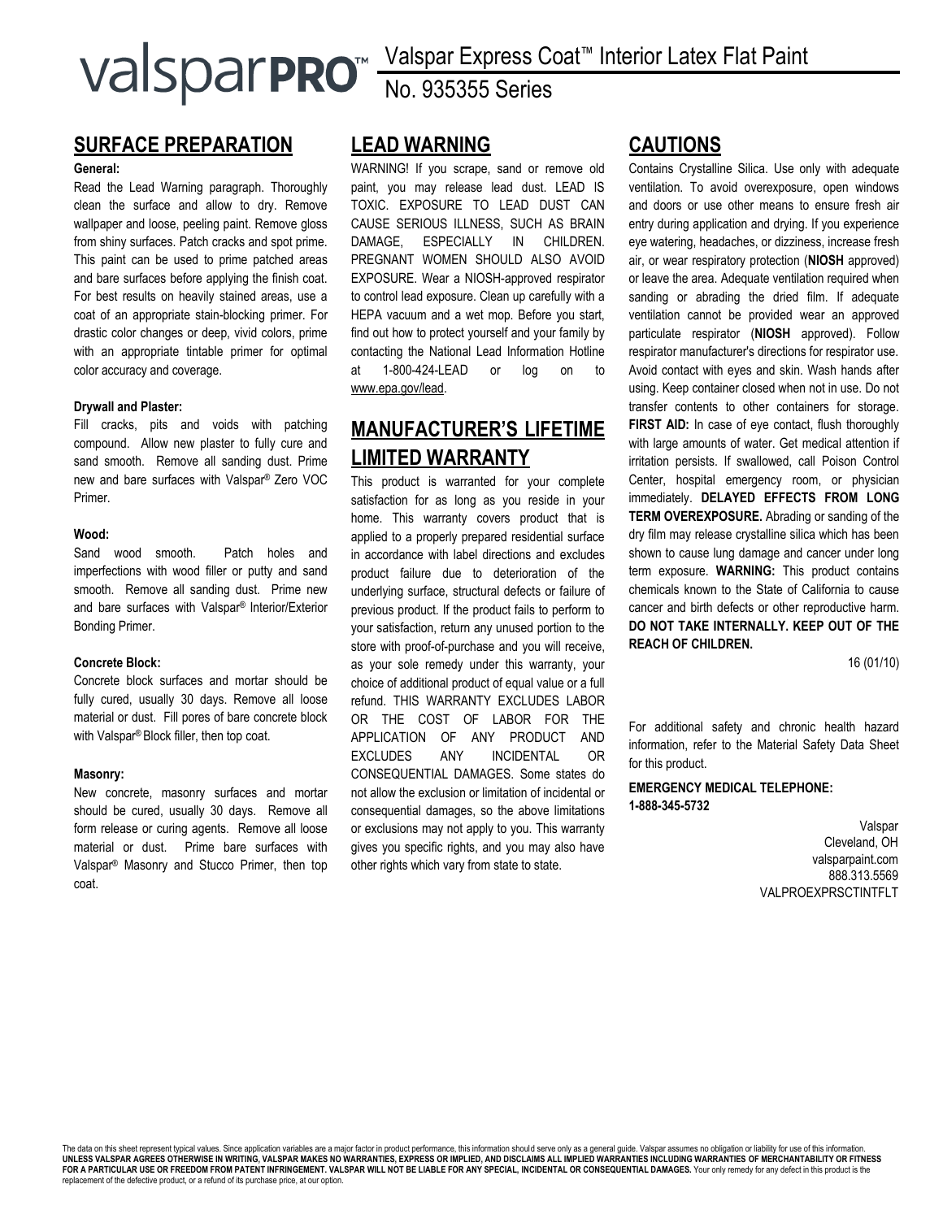# valsparPRO™ Valspar Express Coat™ Interior Latex Flat Paint

No. 935355 Series

## SURFACE PREPARATION

**General:**

Read the Lead Warning paragraph. Thoroughly clean the surface and allow to dry. Remove wallpaper and loose, peeling paint. Remove gloss from shiny surfaces. Patch cracks and spot prime. This paint can be used to prime patched areas and bare surfaces before applying the finish coat. For best results on heavily stained areas, use a coat of an appropriate stain-blocking primer. For drastic color changes or deep, vivid colors, prime with an appropriate tintable primer for optimal color accuracy and coverage.

**Drywall and Plaster:**

Fill cracks, pits and voids with patching compound. Allow new plaster to fully cure and sand smooth. Remove all sanding dust. Prime new and bare surfaces with Valspar® Zero VOC Primer.

**Wood:**

Sand wood smooth. Patch holes and imperfections with wood filler or putty and sand smooth. Remove all sanding dust. Prime new and bare surfaces with Valspar® Interior/Exterior Bonding Primer.

**Concrete Block:**

Concrete block surfaces and mortar should be fully cured, usually 30 days. Remove all loose material or dust. Fill pores of bare concrete block with Valspar® Block filler, then top coat.

**Masonry:**

New concrete, masonry surfaces and mortar should be cured, usually 30 days. Remove all form release or curing agents. Remove all loose material or dust. Prime bare surfaces with Valspar® Masonry and Stucco Primer, then top coat.

## LEAD WARNING

WARNING! If you scrape, sand or remove old paint, you may release lead dust. LEAD IS TOXIC. EXPOSURE TO LEAD DUST CAN CAUSE SERIOUS ILLNESS, SUCH AS BRAIN DAMAGE, ESPECIALLY IN CHILDREN. PREGNANT WOMEN SHOULD ALSO AVOID EXPOSURE. Wear a NIOSH-approved respirator to control lead exposure. Clean up carefully with a HEPA vacuum and a wet mop. Before you start, find out how to protect yourself and your family by contacting the National Lead Information Hotline at 1-800-424-LEAD or log on to www.epa.gov/lead.

## MANUFACTURER'S LIFETIME LIMITED WARRANTY

This product is warranted for your complete satisfaction for as long as you reside in your home. This warranty covers product that is applied to a properly prepared residential surface in accordance with label directions and excludes product failure due to deterioration of the underlying surface, structural defects or failure of previous product. If the product fails to perform to your satisfaction, return any unused portion to the store with proof-of-purchase and you will receive, as your sole remedy under this warranty, your choice of additional product of equal value or a full refund. THIS WARRANTY EXCLUDES LABOR OR THE COST OF LABOR FOR THE APPLICATION OF ANY PRODUCT AND EXCLUDES ANY INCIDENTAL OR CONSEQUENTIAL DAMAGES. Some states do not allow the exclusion or limitation of incidental or consequential damages, so the above limitations or exclusions may not apply to you. This warranty gives you specific rights, and you may also have other rights which vary from state to state.

## CAUTIONS

Contains Crystalline Silica. Use only with adequate ventilation. To avoid overexposure, open windows and doors or use other means to ensure fresh air entry during application and drying. If you experience eye watering, headaches, or dizziness, increase fresh air, or wear respiratory protection (**NIOSH** approved) or leave the area. Adequate ventilation required when sanding or abrading the dried film. If adequate ventilation cannot be provided wear an approved particulate respirator (**NIOSH** approved). Follow respirator manufacturer's directions for respirator use. Avoid contact with eyes and skin. Wash hands after using. Keep container closed when not in use. Do not transfer contents to other containers for storage. **FIRST AID:** In case of eye contact, flush thoroughly with large amounts of water. Get medical attention if irritation persists. If swallowed, call Poison Control Center, hospital emergency room, or physician immediately. **DELAYED EFFECTS FROM LONG TERM OVEREXPOSURE.** Abrading or sanding of the dry film may release crystalline silica which has been shown to cause lung damage and cancer under long term exposure. **WARNING:** This product contains chemicals known to the State of California to cause cancer and birth defects or other reproductive harm. **DO NOT TAKE INTERNALLY. KEEP OUT OF THE REACH OF CHILDREN.**

16 (01/10)

For additional safety and chronic health hazard information, refer to the Material Safety Data Sheet for this product.

**EMERGENCY MEDICAL TELEPHONE: 1-888-345-5732**

Valspar
Cleveland, OH
valsparpaint.com
888.313.5569
VALPROEXPRSCTINTFLT

The data on this sheet represent typical values. Since application variables are a major factor in product performance, this information should serve only as a general guide. Valspar assumes no obligation or liability for use of this information. **UNLESS VALSPAR AGREES OTHERWISE IN WRITING, VALSPAR MAKES NO WARRANTIES, EXPRESS OR IMPLIED, AND DISCLAIMS ALL IMPLIED WARRANTIES INCLUDING WARRANTIES OF MERCHANTABILITY OR FITNESS FOR A PARTICULAR USE OR FREEDOM FROM PATENT INFRINGEMENT. VALSPAR WILL NOT BE LIABLE FOR ANY SPECIAL, INCIDENTAL OR CONSEQUENTIAL DAMAGES.** Your only remedy for any defect in this product is the replacement of the defective product, or a refund of its purchase price, at our option.